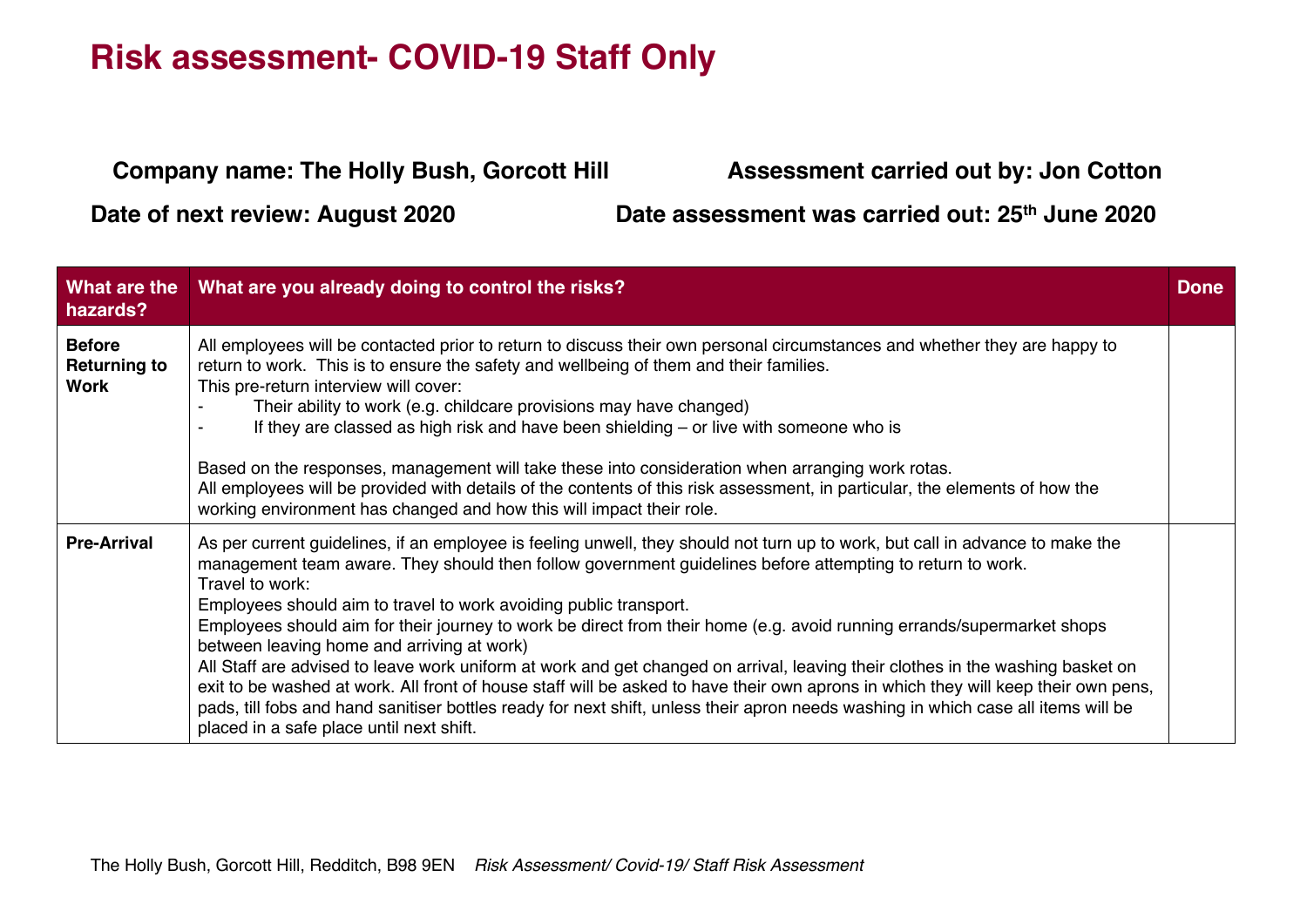# Risk assessment- COVID-19 Staff Only

**Company name: The Holly Bush, Gorcott Hill**

**Assessment carried out by: Jon Cotton**

**Date of next review: August 2020**

**Date assessment was carried out: 25th June 2020**

| What are the hazards? | What are you already doing to control the risks? | Done |
|---|---|---|
| **Before Returning to Work** | All employees will be contacted prior to return to discuss their own personal circumstances and whether they are happy to return to work. This is to ensure the safety and wellbeing of them and their families.<br>This pre-return interview will cover:<br>- Their ability to work (e.g. childcare provisions may have changed)<br>- If they are classed as high risk and have been shielding – or live with someone who is<br><br>Based on the responses, management will take these into consideration when arranging work rotas.<br>All employees will be provided with details of the contents of this risk assessment, in particular, the elements of how the working environment has changed and how this will impact their role. | |
| **Pre-Arrival** | As per current guidelines, if an employee is feeling unwell, they should not turn up to work, but call in advance to make the management team aware. They should then follow government guidelines before attempting to return to work.<br>Travel to work:<br>Employees should aim to travel to work avoiding public transport.<br>Employees should aim for their journey to work be direct from their home (e.g. avoid running errands/supermarket shops between leaving home and arriving at work)<br>All Staff are advised to leave work uniform at work and get changed on arrival, leaving their clothes in the washing basket on exit to be washed at work. All front of house staff will be asked to have their own aprons in which they will keep their own pens, pads, till fobs and hand sanitiser bottles ready for next shift, unless their apron needs washing in which case all items will be placed in a safe place until next shift. | |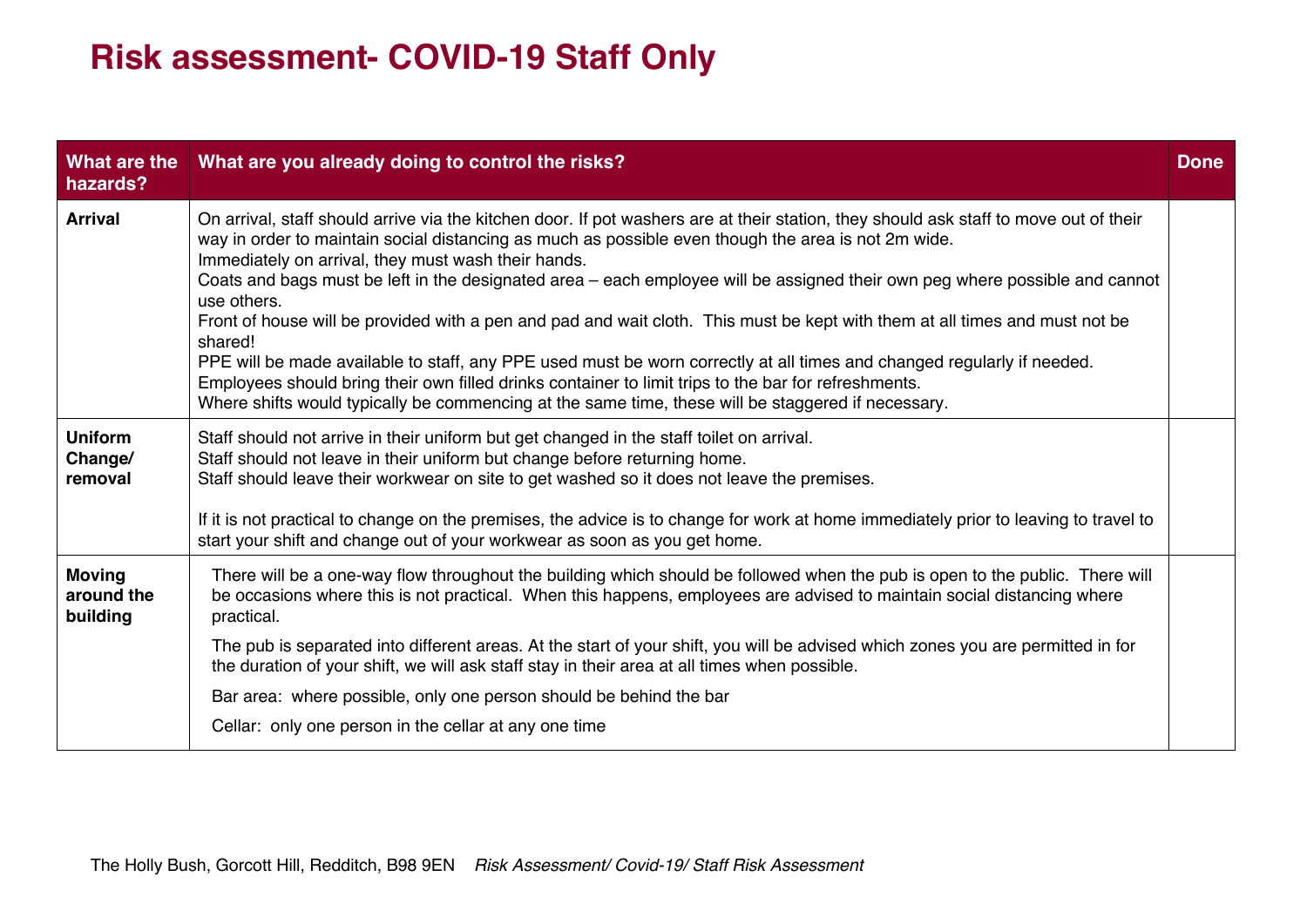# Risk assessment- COVID-19 Staff Only

| What are the hazards? | What are you already doing to control the risks? | Done |
|---|---|---|
| **Arrival** | On arrival, staff should arrive via the kitchen door. If pot washers are at their station, they should ask staff to move out of their way in order to maintain social distancing as much as possible even though the area is not 2m wide.<br>Immediately on arrival, they must wash their hands.<br>Coats and bags must be left in the designated area – each employee will be assigned their own peg where possible and cannot use others.<br>Front of house will be provided with a pen and pad and wait cloth. This must be kept with them at all times and must not be shared!<br>PPE will be made available to staff, any PPE used must be worn correctly at all times and changed regularly if needed.<br>Employees should bring their own filled drinks container to limit trips to the bar for refreshments.<br>Where shifts would typically be commencing at the same time, these will be staggered if necessary. | |
| **Uniform Change/ removal** | Staff should not arrive in their uniform but get changed in the staff toilet on arrival.<br>Staff should not leave in their uniform but change before returning home.<br>Staff should leave their workwear on site to get washed so it does not leave the premises.<br><br>If it is not practical to change on the premises, the advice is to change for work at home immediately prior to leaving to travel to start your shift and change out of your workwear as soon as you get home. | |
| **Moving around the building** | There will be a one-way flow throughout the building which should be followed when the pub is open to the public. There will be occasions where this is not practical. When this happens, employees are advised to maintain social distancing where practical.<br><br>The pub is separated into different areas. At the start of your shift, you will be advised which zones you are permitted in for the duration of your shift, we will ask staff stay in their area at all times when possible.<br><br>Bar area: where possible, only one person should be behind the bar<br><br>Cellar: only one person in the cellar at any one time | |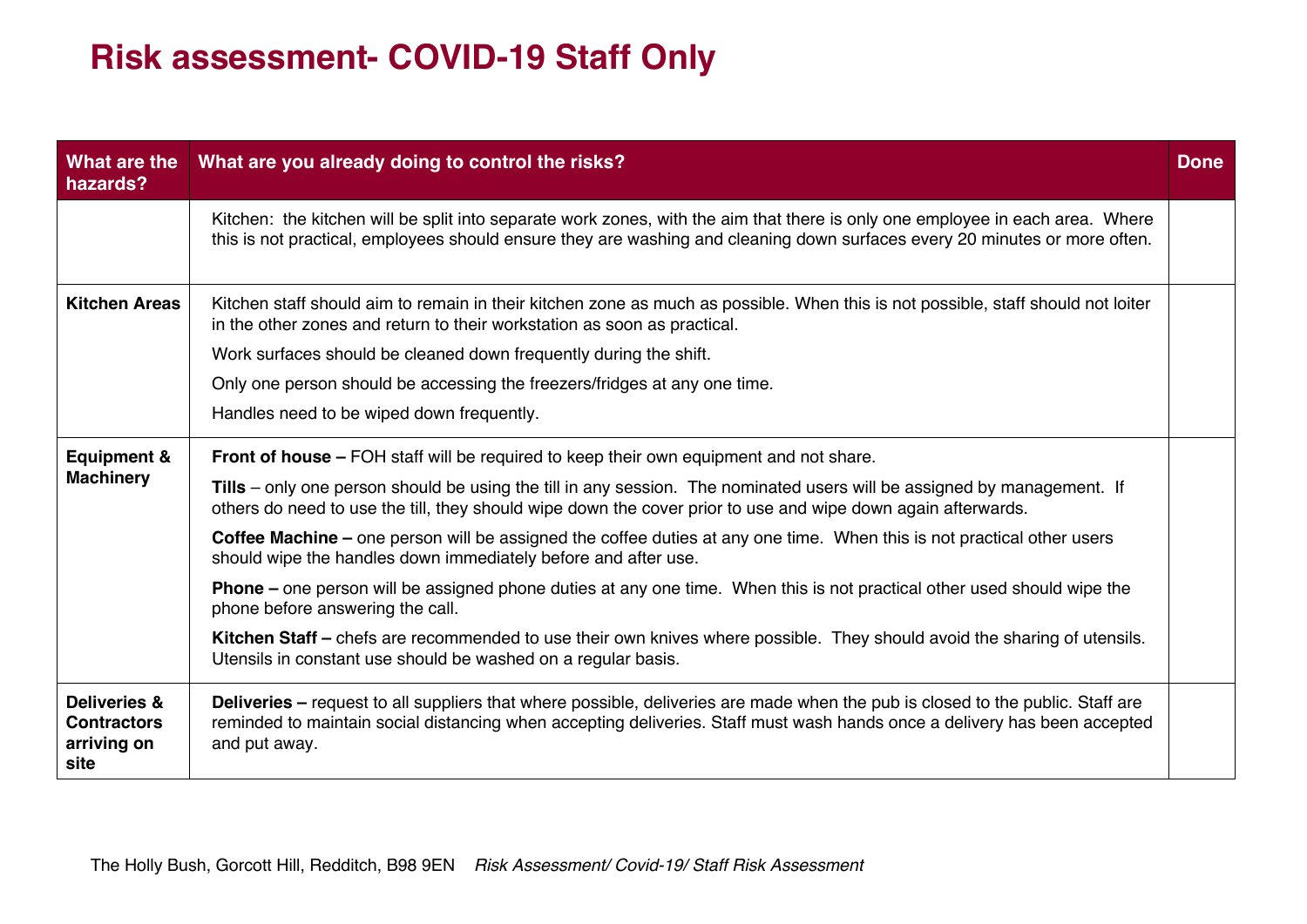# Risk assessment- COVID-19 Staff Only

| What are the hazards? | What are you already doing to control the risks? | Done |
|---|---|---|
| | Kitchen: the kitchen will be split into separate work zones, with the aim that there is only one employee in each area. Where this is not practical, employees should ensure they are washing and cleaning down surfaces every 20 minutes or more often. | |
| **Kitchen Areas** | Kitchen staff should aim to remain in their kitchen zone as much as possible. When this is not possible, staff should not loiter in the other zones and return to their workstation as soon as practical.<br><br>Work surfaces should be cleaned down frequently during the shift.<br><br>Only one person should be accessing the freezers/fridges at any one time.<br><br>Handles need to be wiped down frequently. | |
| **Equipment & Machinery** | **Front of house –** FOH staff will be required to keep their own equipment and not share.<br><br>**Tills** – only one person should be using the till in any session. The nominated users will be assigned by management. If others do need to use the till, they should wipe down the cover prior to use and wipe down again afterwards.<br><br>**Coffee Machine –** one person will be assigned the coffee duties at any one time. When this is not practical other users should wipe the handles down immediately before and after use.<br><br>**Phone –** one person will be assigned phone duties at any one time. When this is not practical other used should wipe the phone before answering the call.<br><br>**Kitchen Staff –** chefs are recommended to use their own knives where possible. They should avoid the sharing of utensils. Utensils in constant use should be washed on a regular basis. | |
| **Deliveries & Contractors arriving on site** | **Deliveries –** request to all suppliers that where possible, deliveries are made when the pub is closed to the public. Staff are reminded to maintain social distancing when accepting deliveries. Staff must wash hands once a delivery has been accepted and put away. | |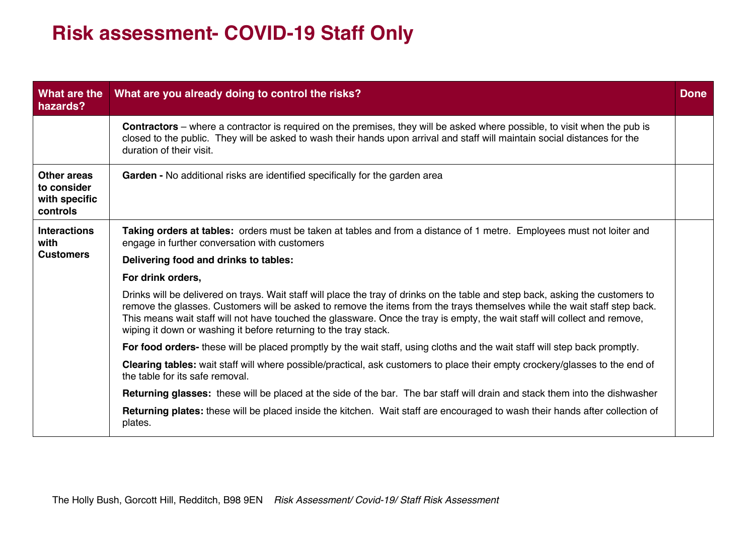# Risk assessment- COVID-19 Staff Only

| What are the hazards? | What are you already doing to control the risks? | Done |
|---|---|---|
| | **Contractors** – where a contractor is required on the premises, they will be asked where possible, to visit when the pub is closed to the public. They will be asked to wash their hands upon arrival and staff will maintain social distances for the duration of their visit. | |
| **Other areas to consider with specific controls** | **Garden -** No additional risks are identified specifically for the garden area | |
| **Interactions with Customers** | **Taking orders at tables:** orders must be taken at tables and from a distance of 1 metre. Employees must not loiter and engage in further conversation with customers<br><br>**Delivering food and drinks to tables:**<br><br>**For drink orders,**<br><br>Drinks will be delivered on trays. Wait staff will place the tray of drinks on the table and step back, asking the customers to remove the glasses. Customers will be asked to remove the items from the trays themselves while the wait staff step back. This means wait staff will not have touched the glassware. Once the tray is empty, the wait staff will collect and remove, wiping it down or washing it before returning to the tray stack.<br><br>**For food orders-** these will be placed promptly by the wait staff, using cloths and the wait staff will step back promptly.<br><br>**Clearing tables:** wait staff will where possible/practical, ask customers to place their empty crockery/glasses to the end of the table for its safe removal.<br><br>**Returning glasses:** these will be placed at the side of the bar. The bar staff will drain and stack them into the dishwasher<br><br>**Returning plates:** these will be placed inside the kitchen. Wait staff are encouraged to wash their hands after collection of plates. | |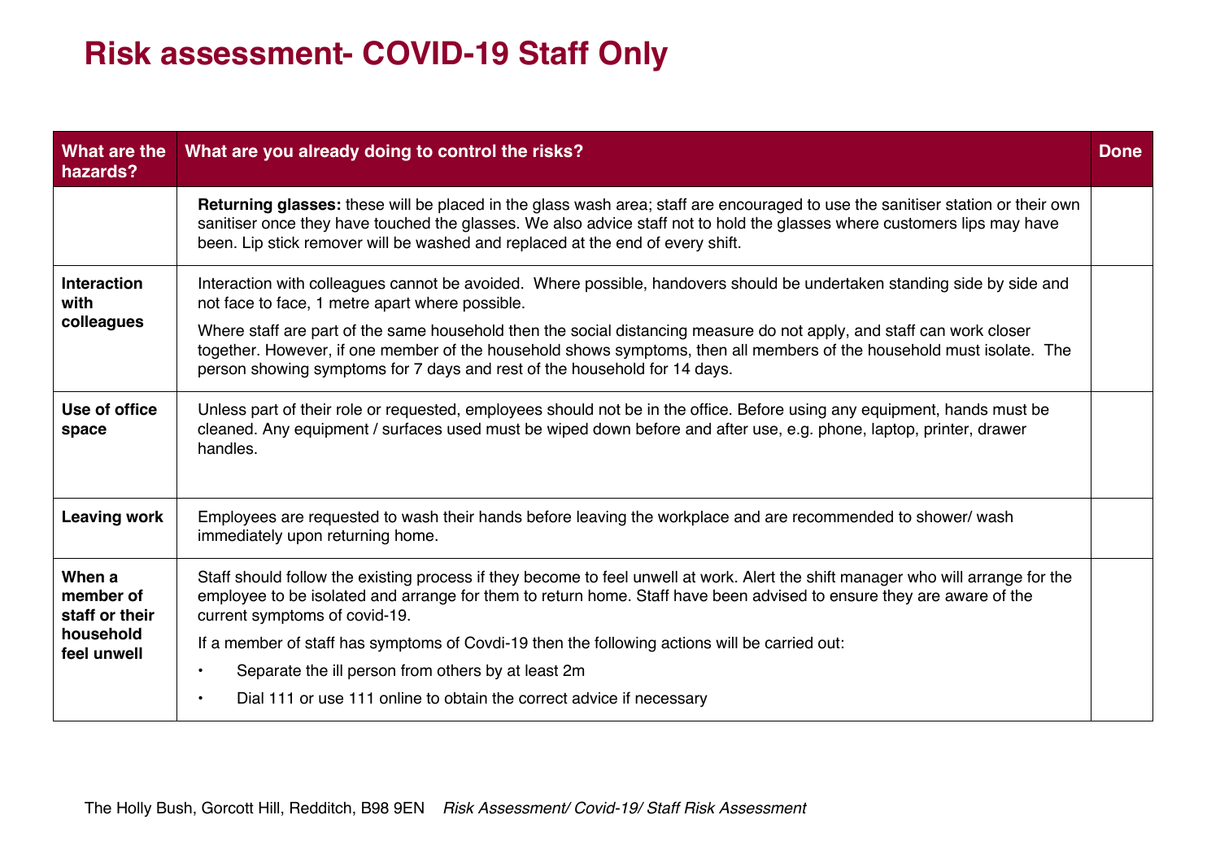# Risk assessment- COVID-19 Staff Only

| What are the hazards? | What are you already doing to control the risks? | Done |
|---|---|---|
| | **Returning glasses:** these will be placed in the glass wash area; staff are encouraged to use the sanitiser station or their own sanitiser once they have touched the glasses. We also advice staff not to hold the glasses where customers lips may have been. Lip stick remover will be washed and replaced at the end of every shift. | |
| **Interaction with colleagues** | Interaction with colleagues cannot be avoided. Where possible, handovers should be undertaken standing side by side and not face to face, 1 metre apart where possible.<br><br>Where staff are part of the same household then the social distancing measure do not apply, and staff can work closer together. However, if one member of the household shows symptoms, then all members of the household must isolate. The person showing symptoms for 7 days and rest of the household for 14 days. | |
| **Use of office space** | Unless part of their role or requested, employees should not be in the office. Before using any equipment, hands must be cleaned. Any equipment / surfaces used must be wiped down before and after use, e.g. phone, laptop, printer, drawer handles. | |
| **Leaving work** | Employees are requested to wash their hands before leaving the workplace and are recommended to shower/ wash immediately upon returning home. | |
| **When a member of staff or their household feel unwell** | Staff should follow the existing process if they become to feel unwell at work. Alert the shift manager who will arrange for the employee to be isolated and arrange for them to return home. Staff have been advised to ensure they are aware of the current symptoms of covid-19.<br><br>If a member of staff has symptoms of Covdi-19 then the following actions will be carried out:<br><br>• Separate the ill person from others by at least 2m<br>• Dial 111 or use 111 online to obtain the correct advice if necessary | |

The Holly Bush, Gorcott Hill, Redditch, B98 9EN *Risk Assessment/ Covid-19/ Staff Risk Assessment*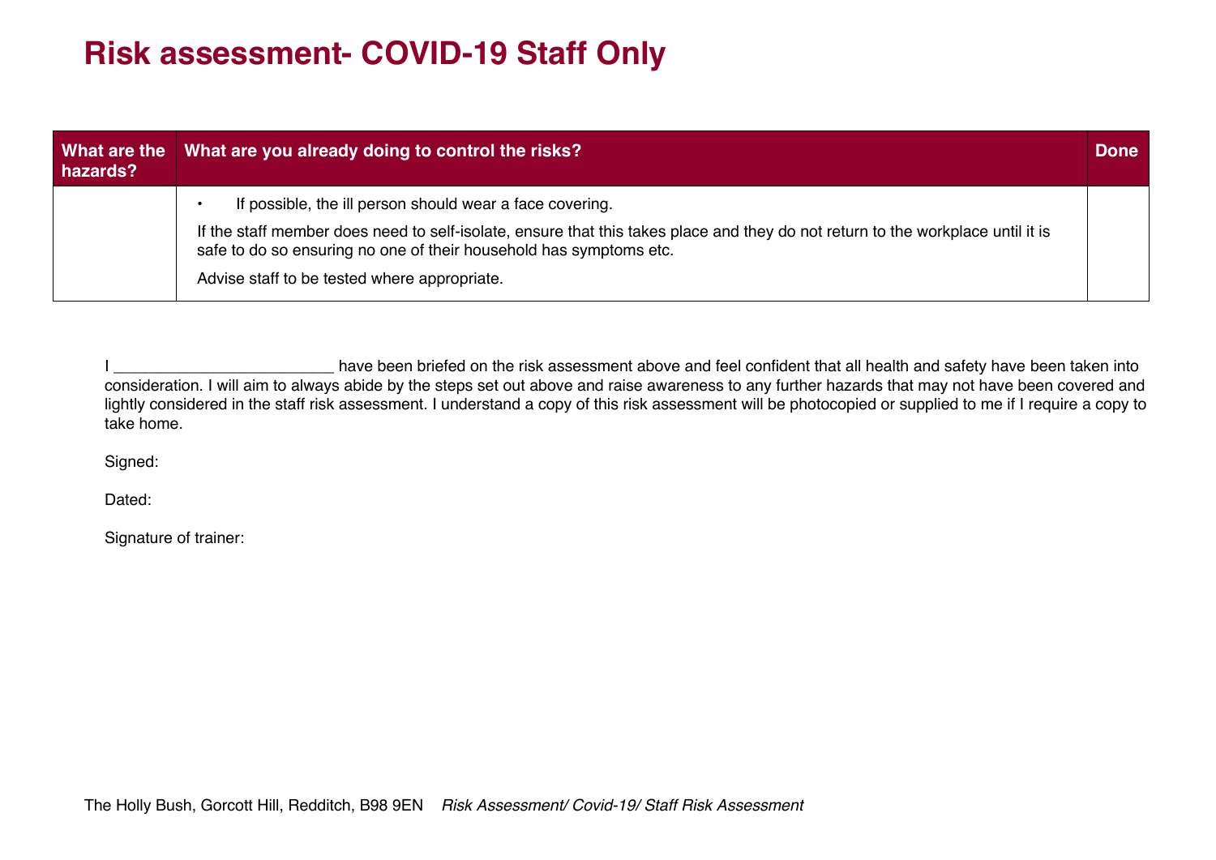# Risk assessment- COVID-19 Staff Only

| What are the hazards? | What are you already doing to control the risks? | Done |
|---|---|---|
| | • If possible, the ill person should wear a face covering.<br><br>If the staff member does need to self-isolate, ensure that this takes place and they do not return to the workplace until it is safe to do so ensuring no one of their household has symptoms etc.<br><br>Advise staff to be tested where appropriate. | |

I ________________________ have been briefed on the risk assessment above and feel confident that all health and safety have been taken into consideration. I will aim to always abide by the steps set out above and raise awareness to any further hazards that may not have been covered and lightly considered in the staff risk assessment. I understand a copy of this risk assessment will be photocopied or supplied to me if I require a copy to take home.

Signed:

Dated:

Signature of trainer: